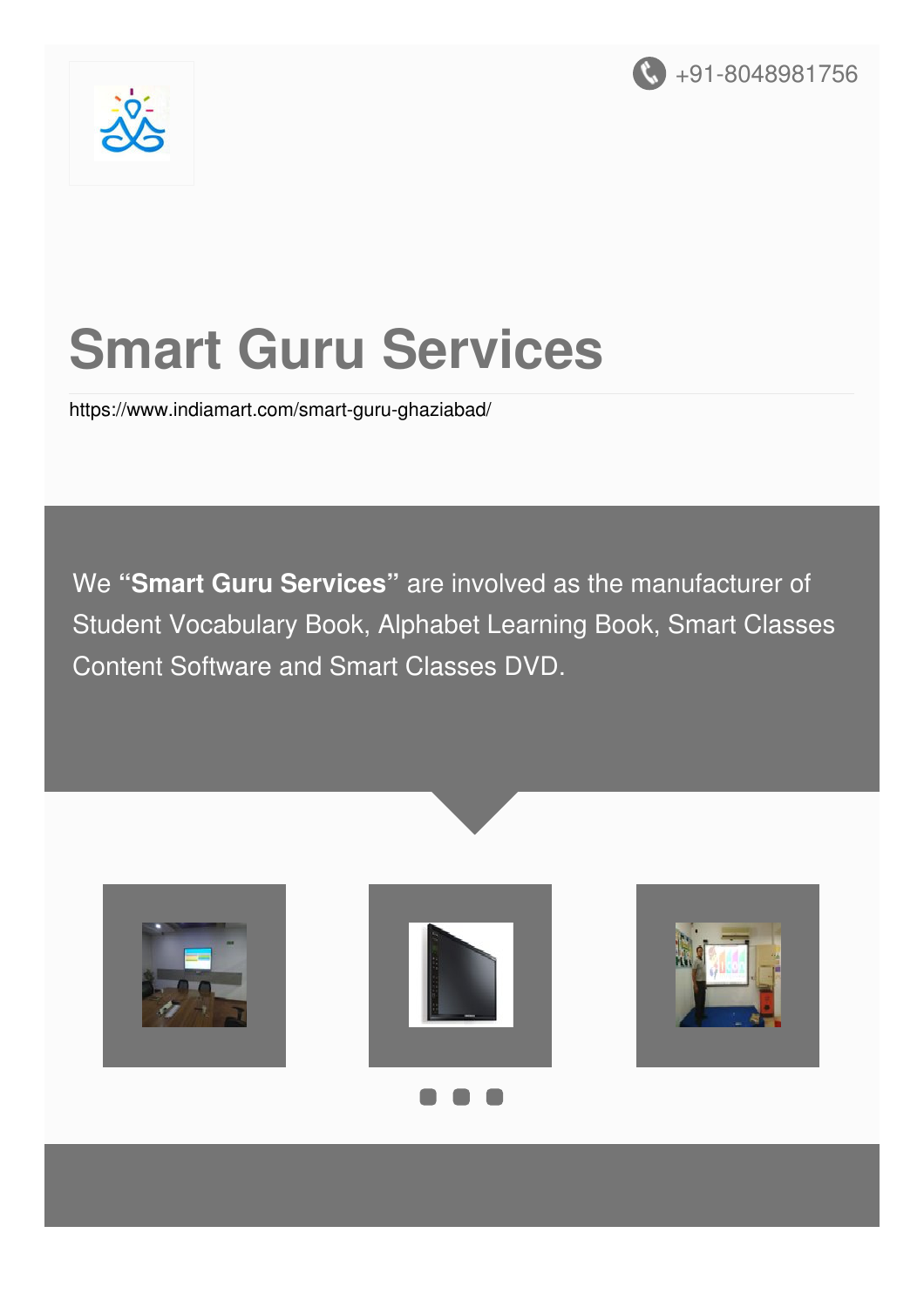+91-8048981756

# Smart Guru Services

https://www.indiamart.com/smart-guru-ghaziabad/

We “**Smart Guru Services**” are involved as the manufacturer of Student Vocabulary Book, Alphabet Learning Book, Smart Classes Content Software and Smart Classes DVD.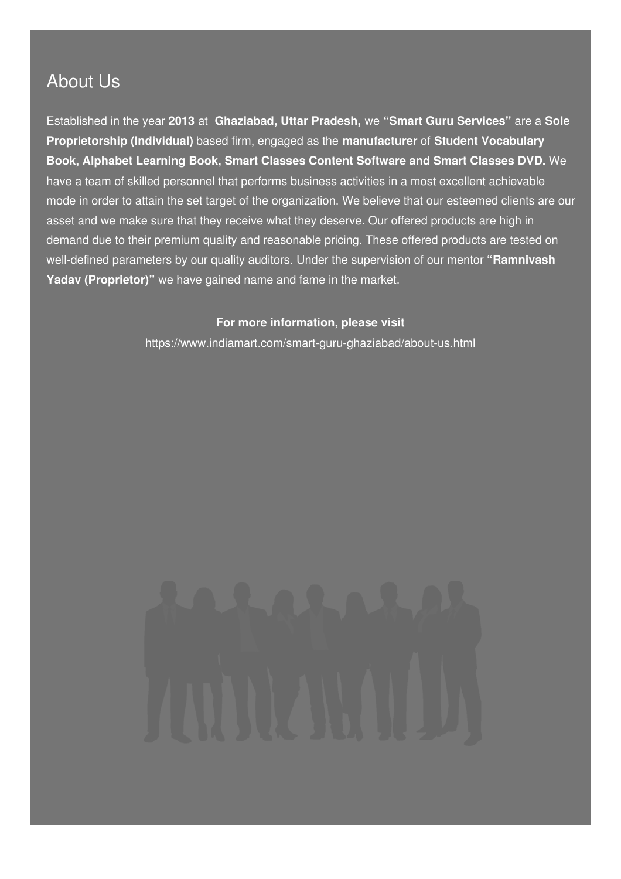## About Us

Established in the year **2013** at **Ghaziabad, Uttar Pradesh,** we **"Smart Guru Services"** are a **Sole Proprietorship (Individual)** based firm, engaged as the **manufacturer** of **Student Vocabulary Book, Alphabet Learning Book, Smart Classes Content Software and Smart Classes DVD.** We have a team of skilled personnel that performs business activities in a most excellent achievable mode in order to attain the set target of the organization. We believe that our esteemed clients are our asset and we make sure that they receive what they deserve. Our offered products are high in demand due to their premium quality and reasonable pricing. These offered products are tested on well-defined parameters by our quality auditors. Under the supervision of our mentor **"Ramnivash Yadav (Proprietor)"** we have gained name and fame in the market.

**For more information, please visit**

https://www.indiamart.com/smart-guru-ghaziabad/about-us.html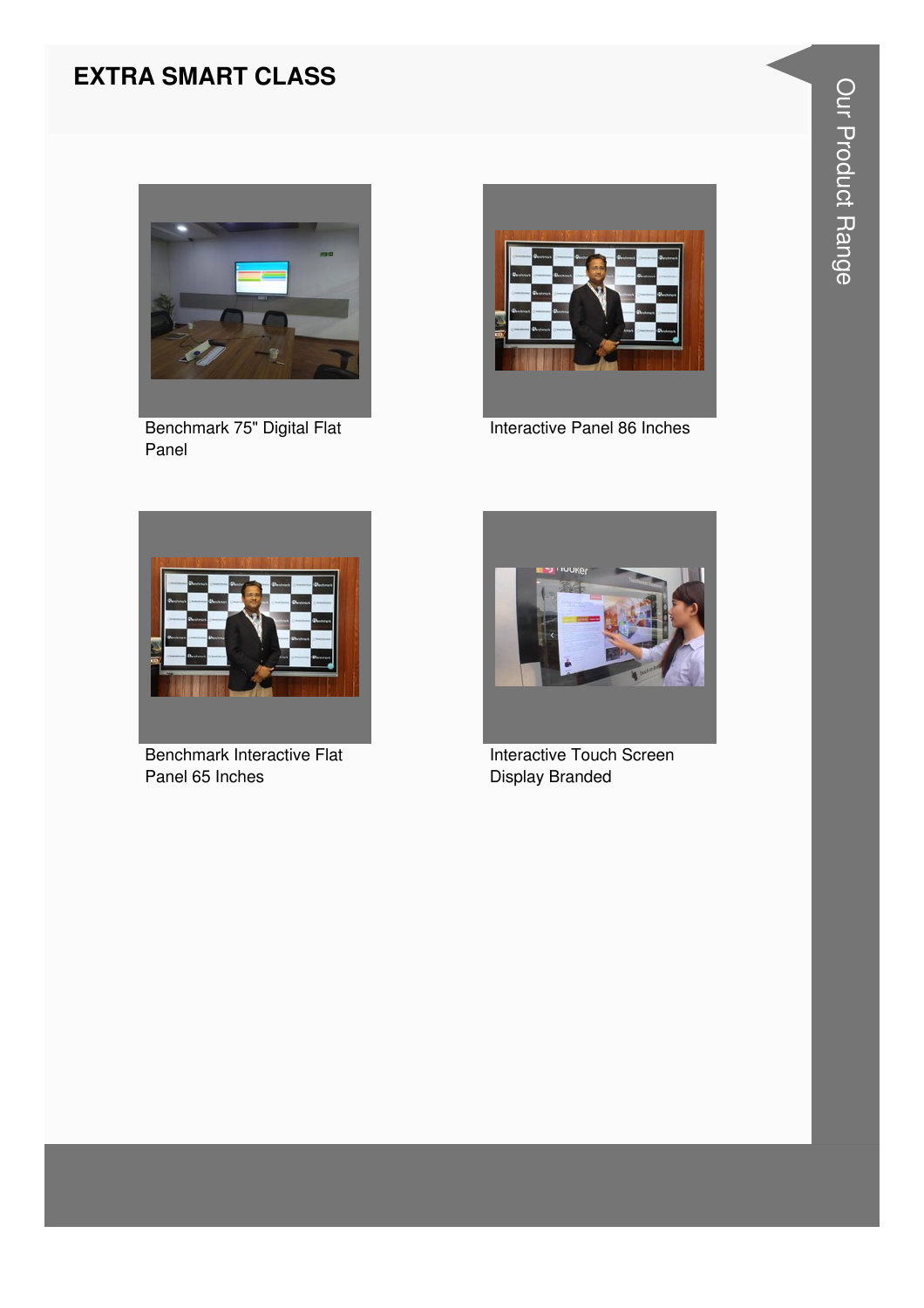## EXTRA SMART CLASS

Benchmark 75" Digital Flat Panel

Interactive Panel 86 Inches

Benchmark Interactive Flat Panel 65 Inches

Interactive Touch Screen Display Branded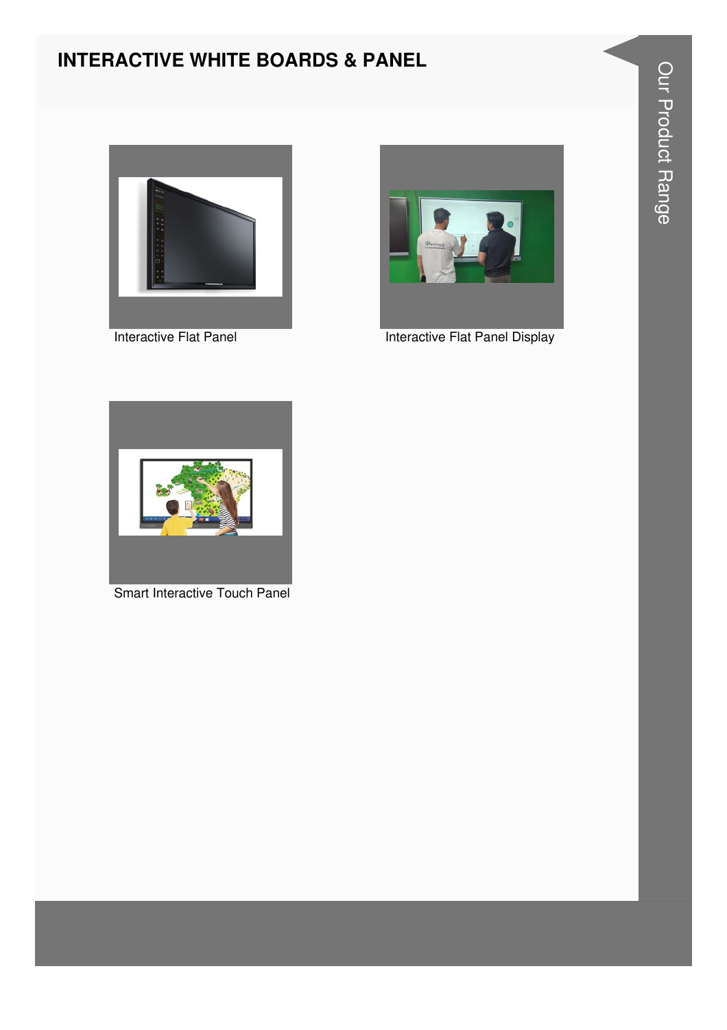# INTERACTIVE WHITE BOARDS & PANEL

Interactive Flat Panel

Interactive Flat Panel Display

Smart Interactive Touch Panel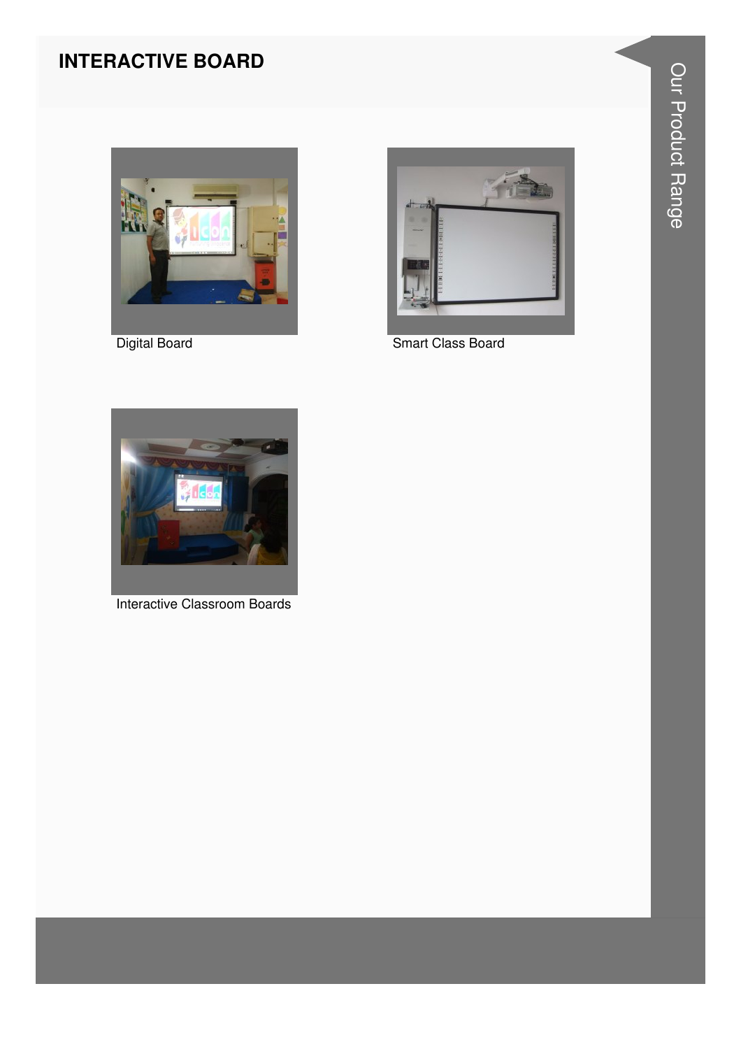# INTERACTIVE BOARD

Digital Board

Smart Class Board

Interactive Classroom Boards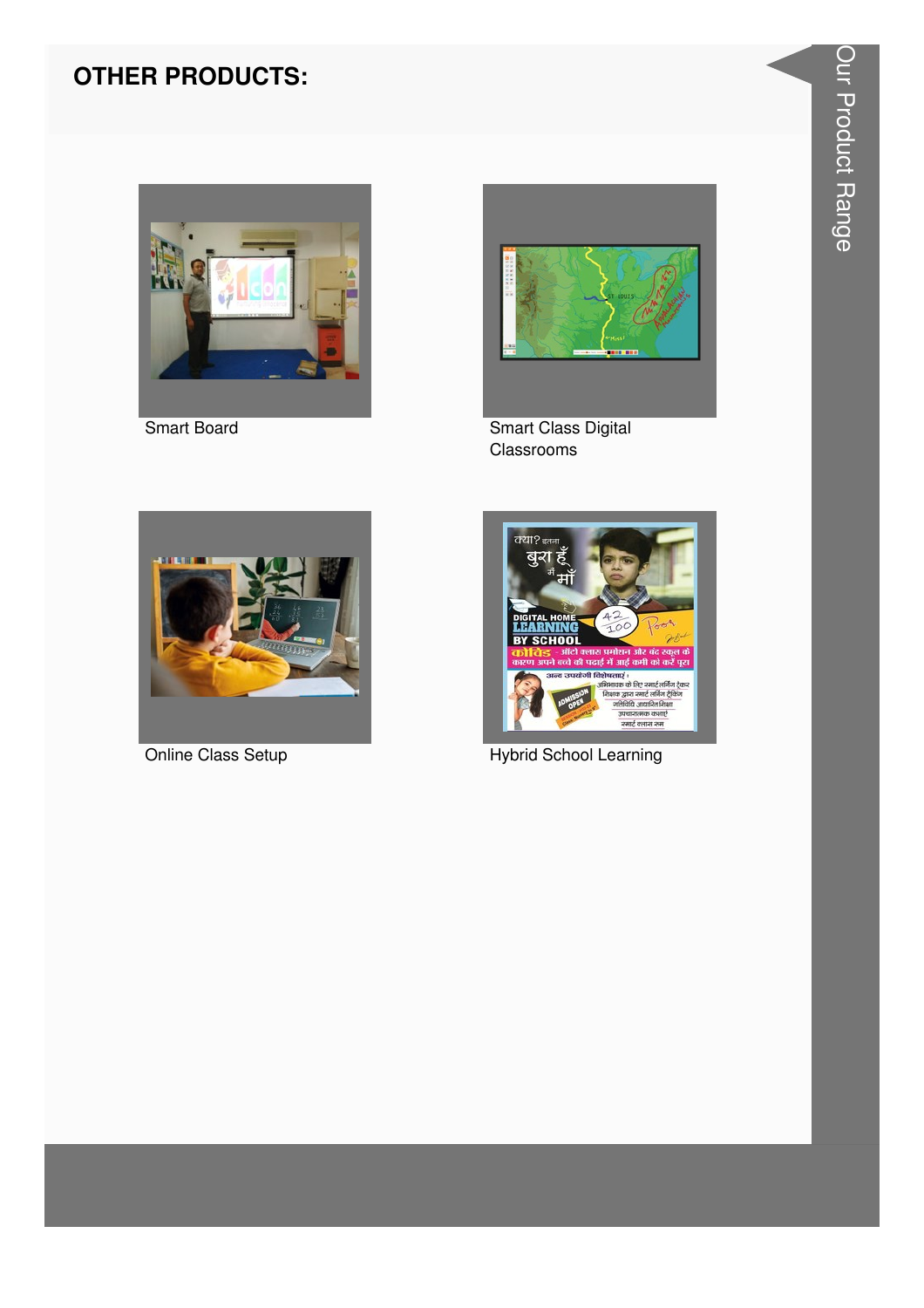## OTHER PRODUCTS:

Smart Board

Smart Class Digital Classrooms

Online Class Setup

Hybrid School Learning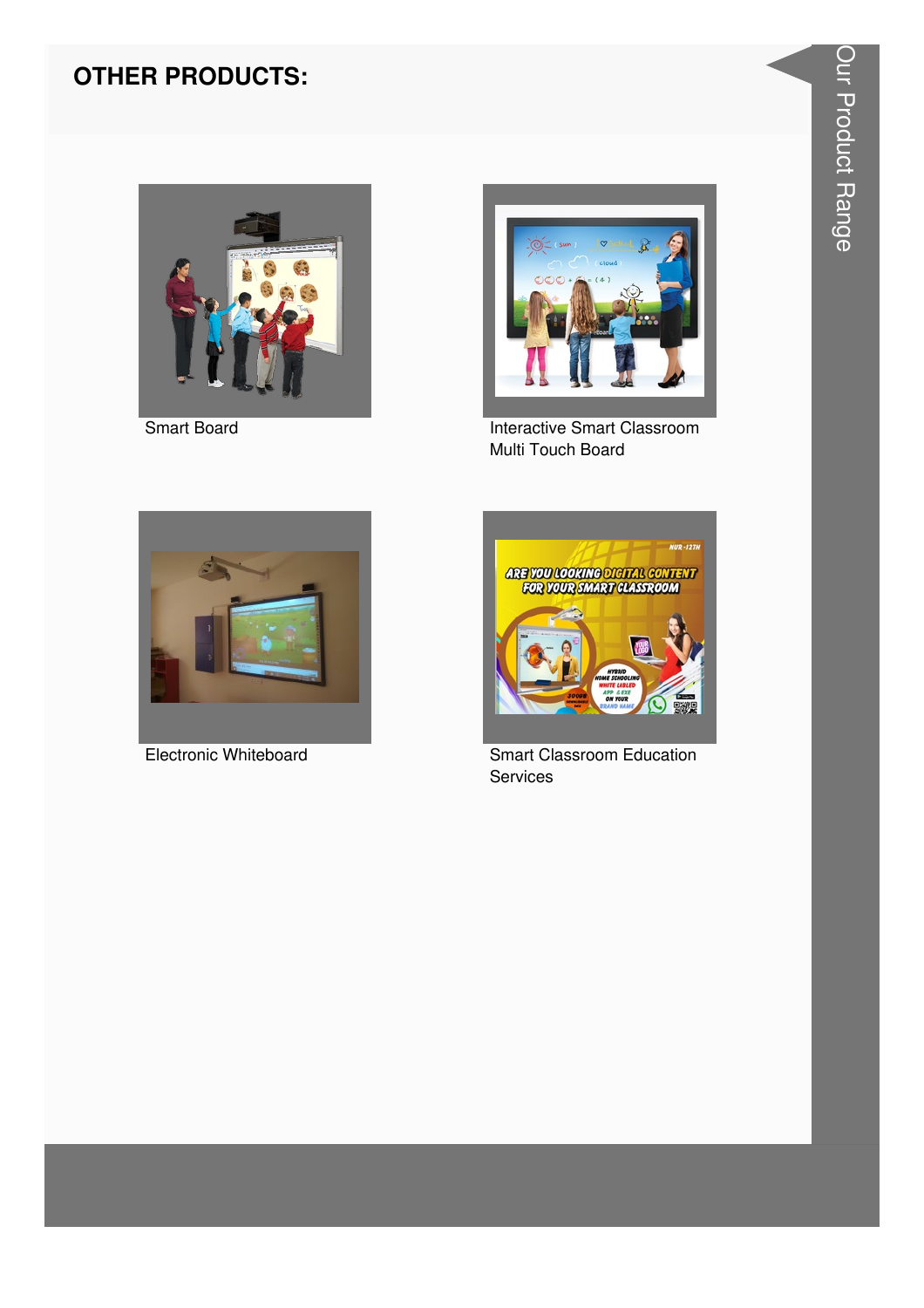## OTHER PRODUCTS:

Smart Board

Interactive Smart Classroom Multi Touch Board

Electronic Whiteboard

Smart Classroom Education Services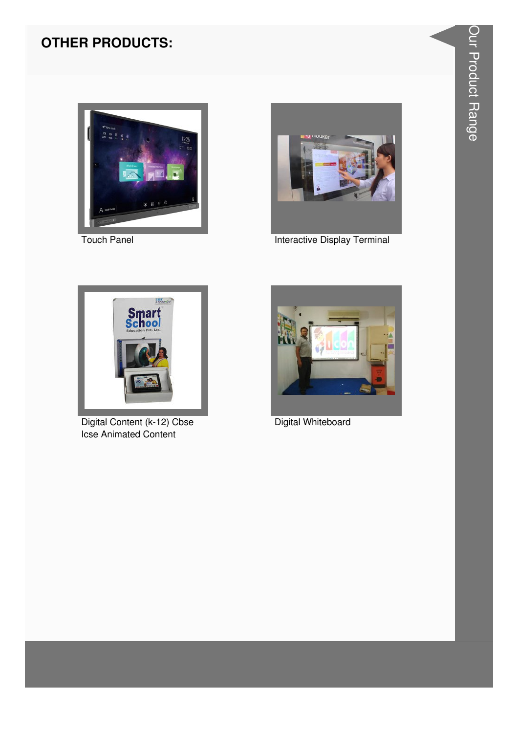## OTHER PRODUCTS:

Touch Panel

Interactive Display Terminal

Digital Content (k-12) Cbse Icse Animated Content

Digital Whiteboard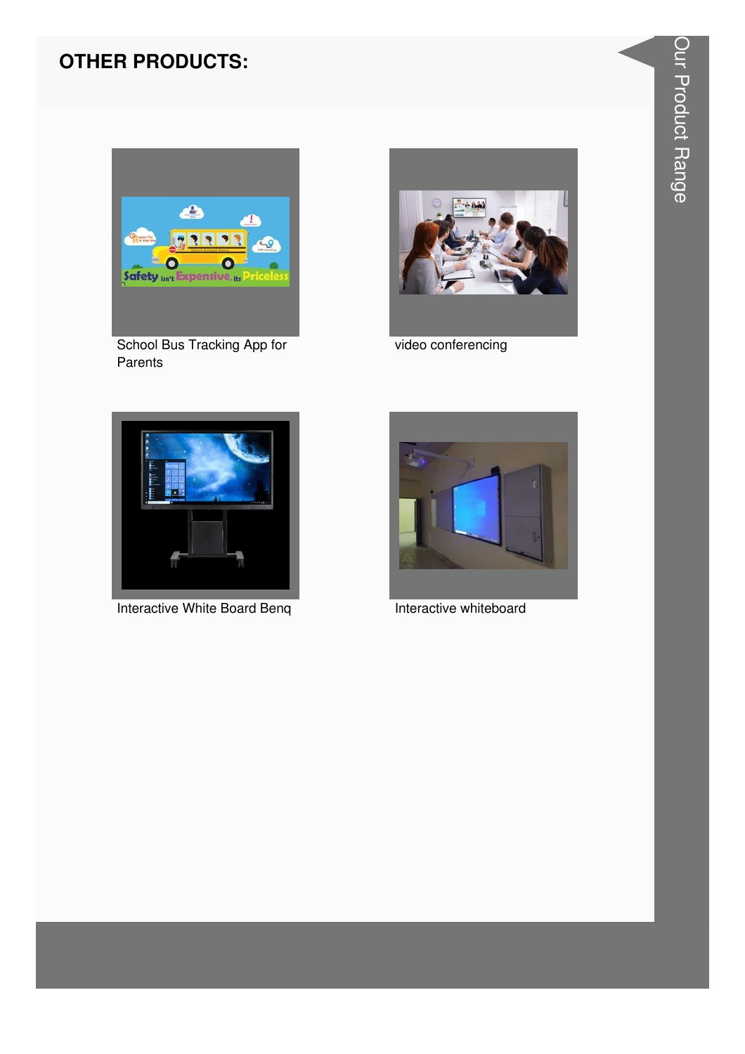## OTHER PRODUCTS:

School Bus Tracking App for Parents

video conferencing

Interactive White Board Benq

Interactive whiteboard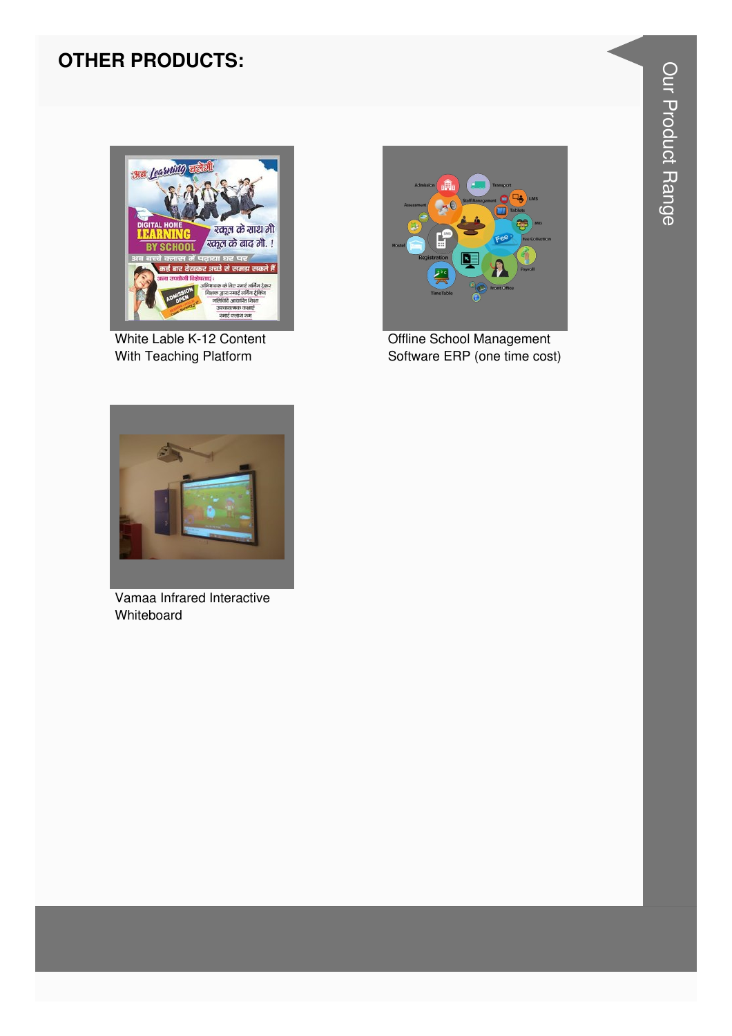## OTHER PRODUCTS:

White Lable K-12 Content With Teaching Platform

Offline School Management Software ERP (one time cost)

Vamaa Infrared Interactive Whiteboard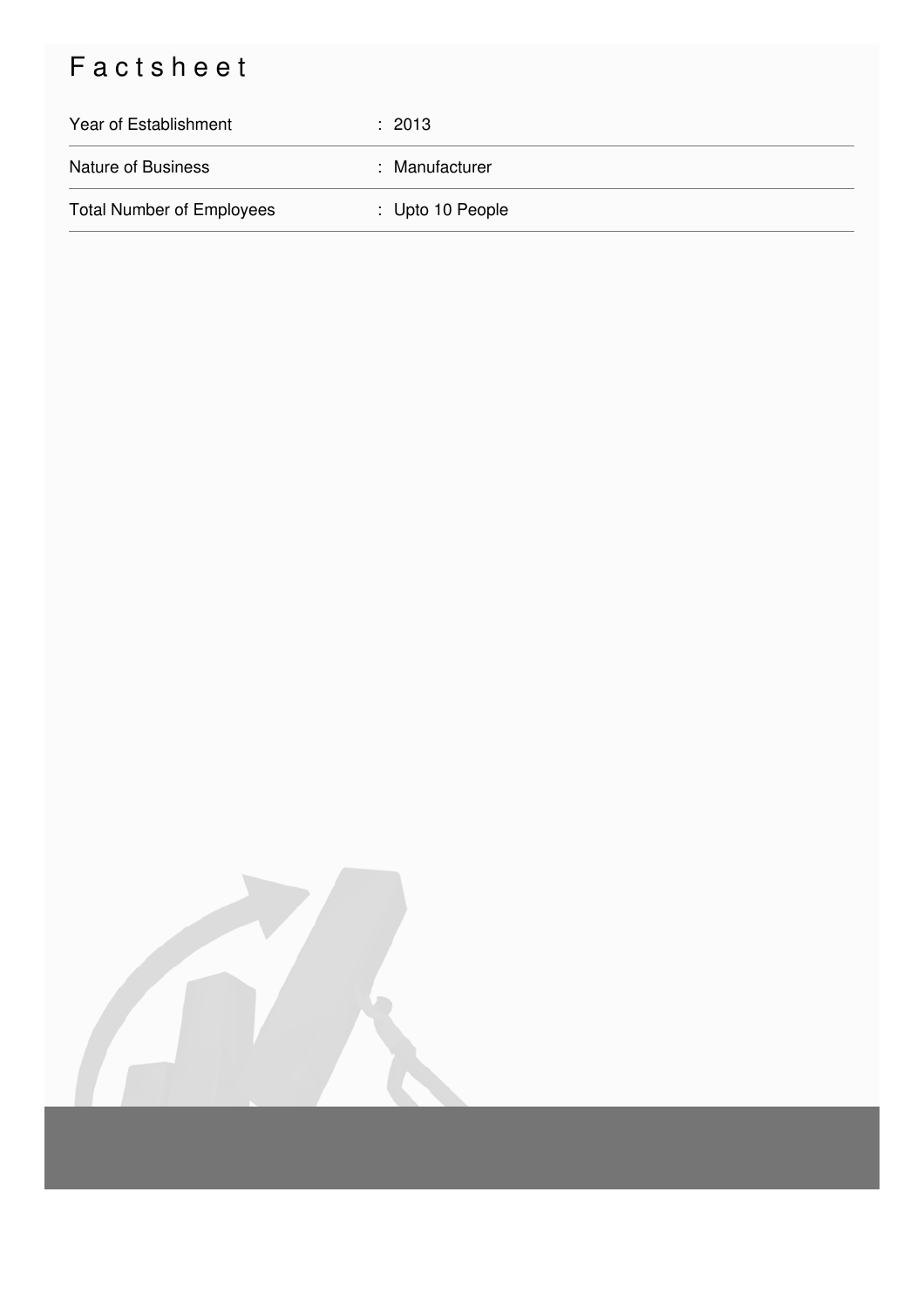# Factsheet

| | |
|---|---|
| Year of Establishment | : 2013 |
| Nature of Business | : Manufacturer |
| Total Number of Employees | : Upto 10 People |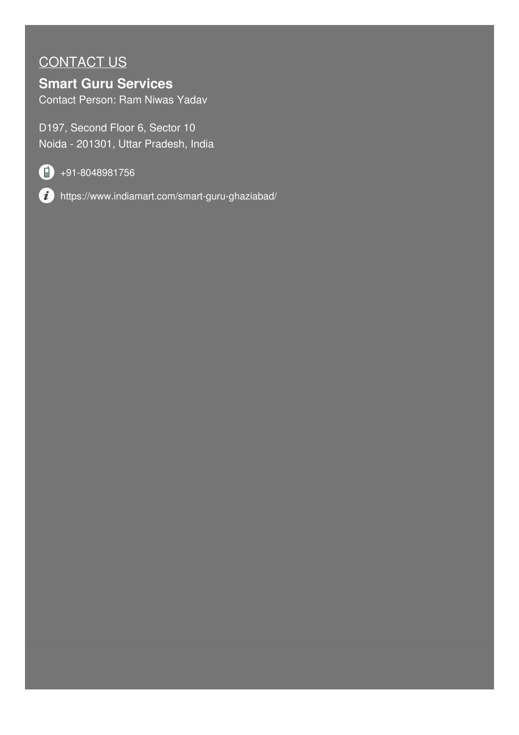## CONTACT US

### Smart Guru Services

Contact Person: Ram Niwas Yadav

D197, Second Floor 6, Sector 10
Noida - 201301, Uttar Pradesh, India

+91-8048981756

https://www.indiamart.com/smart-guru-ghaziabad/